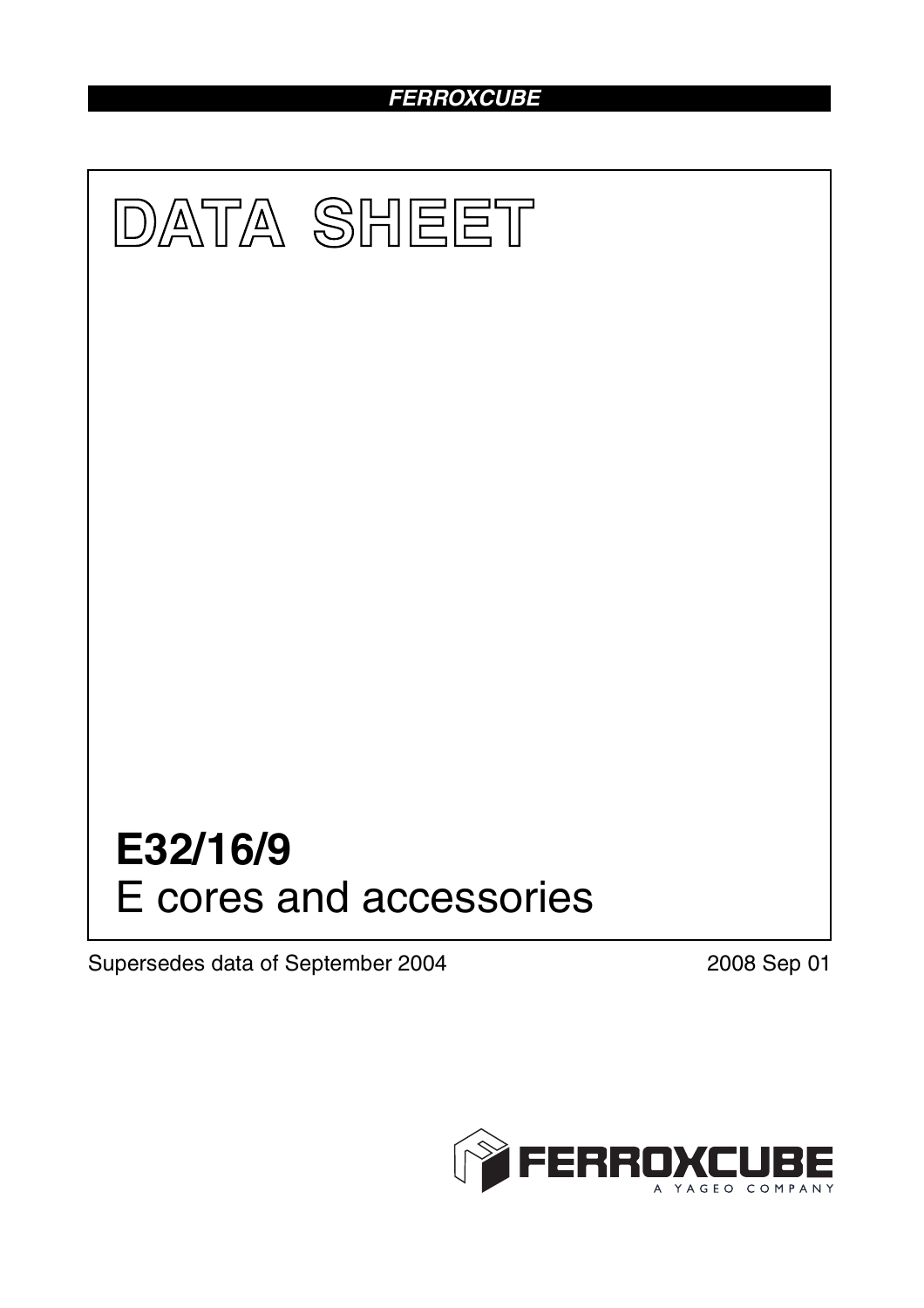FERROXCUBE

# DATA SHEET

# E32/16/9

## E cores and accessories

Supersedes data of September 2004

2008 Sep 01

FERROXCUBE
A YAGEO COMPANY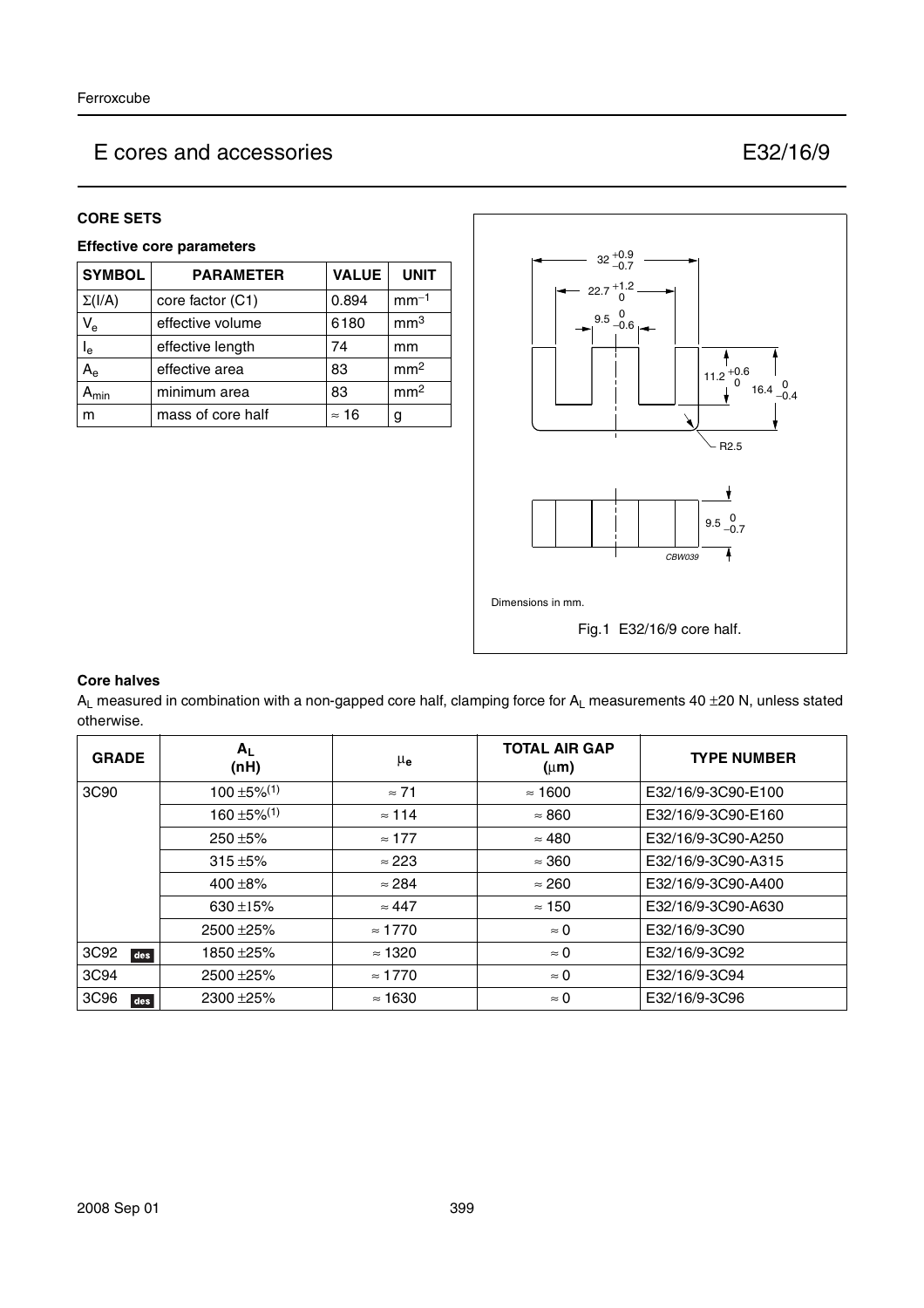# E cores and accessories — E32/16/9

## CORE SETS

### Effective core parameters

| SYMBOL | PARAMETER | VALUE | UNIT |
|---|---|---|---|
| $\Sigma(I/A)$ | core factor (C1) | 0.894 | $mm^{-1}$ |
| $V_e$ | effective volume | 6180 | $mm^3$ |
| $l_e$ | effective length | 74 | mm |
| $A_e$ | effective area | 83 | $mm^2$ |
| $A_{min}$ | minimum area | 83 | $mm^2$ |
| m | mass of core half | ≈ 16 | g |

Dimensions in mm.

Fig.1 E32/16/9 core half.

### Core halves

$A_L$ measured in combination with a non-gapped core half, clamping force for $A_L$ measurements 40 ±20 N, unless stated otherwise.

| GRADE | $A_L$ (nH) | $\mu_e$ | TOTAL AIR GAP ($\mu$m) | TYPE NUMBER |
|---|---|---|---|---|
| 3C90 | 100 ±5%(1) | ≈ 71 | ≈ 1600 | E32/16/9-3C90-E100 |
| | 160 ±5%(1) | ≈ 114 | ≈ 860 | E32/16/9-3C90-E160 |
| | 250 ±5% | ≈ 177 | ≈ 480 | E32/16/9-3C90-A250 |
| | 315 ±5% | ≈ 223 | ≈ 360 | E32/16/9-3C90-A315 |
| | 400 ±8% | ≈ 284 | ≈ 260 | E32/16/9-3C90-A400 |
| | 630 ±15% | ≈ 447 | ≈ 150 | E32/16/9-3C90-A630 |
| | 2500 ±25% | ≈ 1770 | ≈ 0 | E32/16/9-3C90 |
| 3C92 des | 1850 ±25% | ≈ 1320 | ≈ 0 | E32/16/9-3C92 |
| 3C94 | 2500 ±25% | ≈ 1770 | ≈ 0 | E32/16/9-3C94 |
| 3C96 des | 2300 ±25% | ≈ 1630 | ≈ 0 | E32/16/9-3C96 |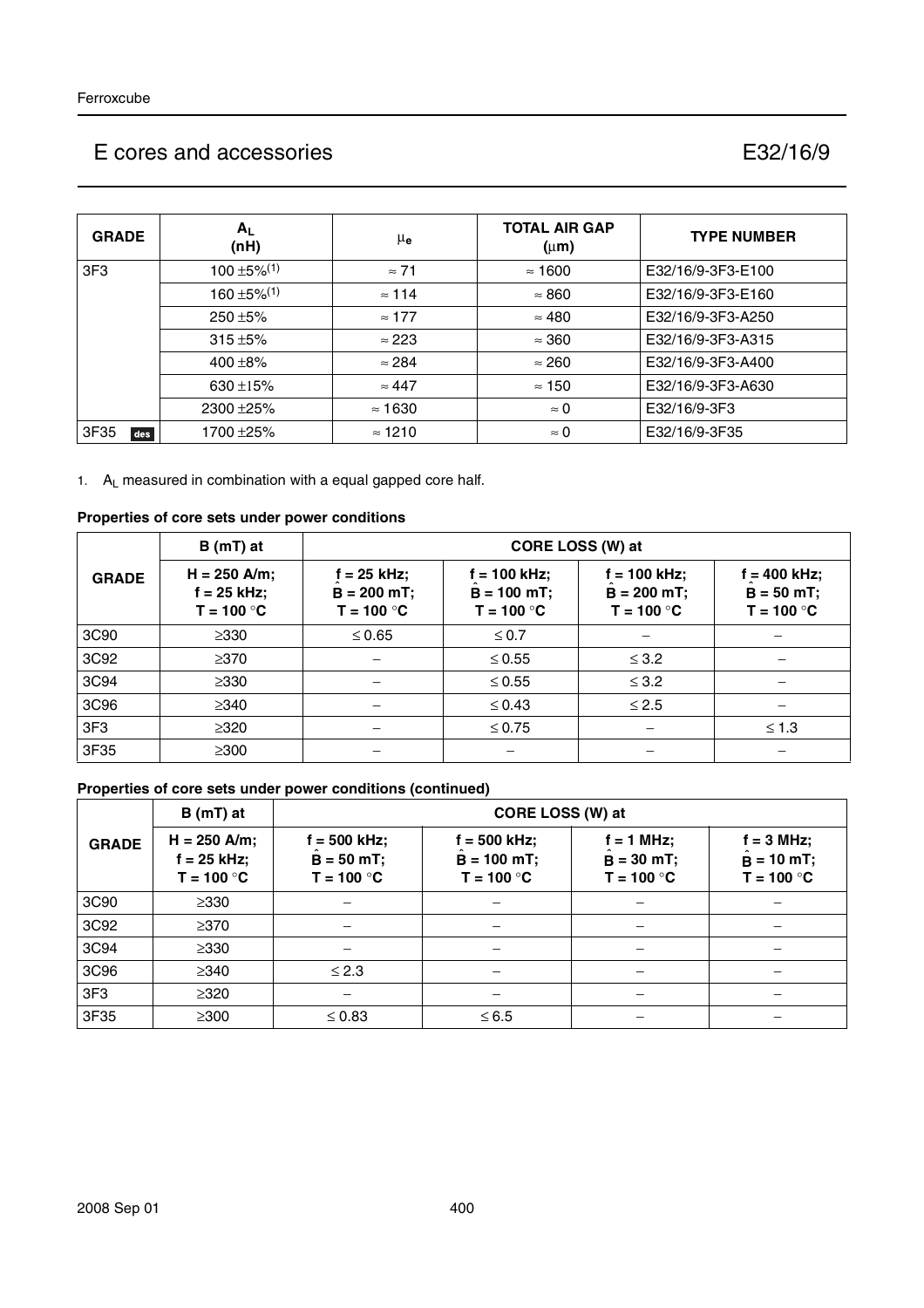# E cores and accessories E32/16/9

| GRADE | $A_L$ (nH) | $\mu_e$ | TOTAL AIR GAP ($\mu$m) | TYPE NUMBER |
|---|---|---|---|---|
| 3F3 | 100 ±5%[(1)] | ≈ 71 | ≈ 1600 | E32/16/9-3F3-E100 |
| | 160 ±5%[(1)] | ≈ 114 | ≈ 860 | E32/16/9-3F3-E160 |
| | 250 ±5% | ≈ 177 | ≈ 480 | E32/16/9-3F3-A250 |
| | 315 ±5% | ≈ 223 | ≈ 360 | E32/16/9-3F3-A315 |
| | 400 ±8% | ≈ 284 | ≈ 260 | E32/16/9-3F3-A400 |
| | 630 ±15% | ≈ 447 | ≈ 150 | E32/16/9-3F3-A630 |
| | 2300 ±25% | ≈ 1630 | ≈ 0 | E32/16/9-3F3 |
| 3F35 des | 1700 ±25% | ≈ 1210 | ≈ 0 | E32/16/9-3F35 |

1. $A_L$ measured in combination with a equal gapped core half.

**Properties of core sets under power conditions**

| GRADE | B (mT) at | CORE LOSS (W) at | | | |
|---|---|---|---|---|---|
| | H = 250 A/m; f = 25 kHz; T = 100 °C | f = 25 kHz; $\hat{B}$ = 200 mT; T = 100 °C | f = 100 kHz; $\hat{B}$ = 100 mT; T = 100 °C | f = 100 kHz; $\hat{B}$ = 200 mT; T = 100 °C | f = 400 kHz; $\hat{B}$ = 50 mT; T = 100 °C |
| 3C90 | ≥330 | ≤ 0.65 | ≤ 0.7 | − | − |
| 3C92 | ≥370 | − | ≤ 0.55 | ≤ 3.2 | − |
| 3C94 | ≥330 | − | ≤ 0.55 | ≤ 3.2 | − |
| 3C96 | ≥340 | − | ≤ 0.43 | ≤ 2.5 | − |
| 3F3 | ≥320 | − | ≤ 0.75 | − | ≤ 1.3 |
| 3F35 | ≥300 | − | − | − | − |

**Properties of core sets under power conditions (continued)**

| GRADE | B (mT) at | CORE LOSS (W) at | | | |
|---|---|---|---|---|---|
| | H = 250 A/m; f = 25 kHz; T = 100 °C | f = 500 kHz; $\hat{B}$ = 50 mT; T = 100 °C | f = 500 kHz; $\hat{B}$ = 100 mT; T = 100 °C | f = 1 MHz; $\hat{B}$ = 30 mT; T = 100 °C | f = 3 MHz; $\hat{B}$ = 10 mT; T = 100 °C |
| 3C90 | ≥330 | − | − | − | − |
| 3C92 | ≥370 | − | − | − | − |
| 3C94 | ≥330 | − | − | − | − |
| 3C96 | ≥340 | ≤ 2.3 | − | − | − |
| 3F3 | ≥320 | − | − | − | − |
| 3F35 | ≥300 | ≤ 0.83 | ≤ 6.5 | − | − |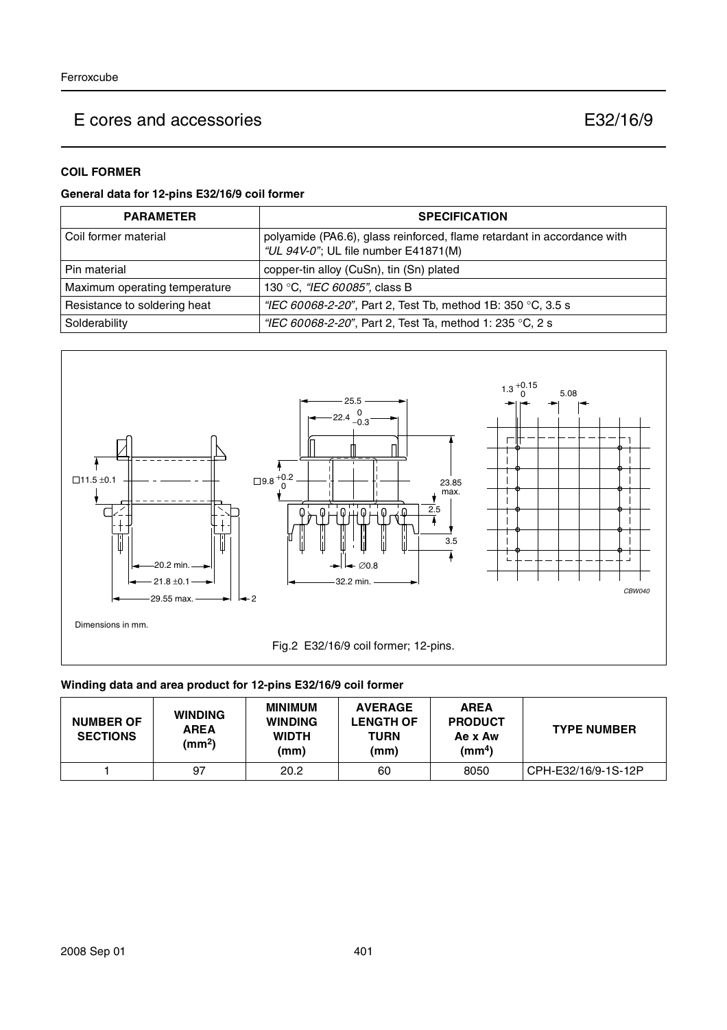# E cores and accessories E32/16/9

## COIL FORMER

### General data for 12-pins E32/16/9 coil former

| PARAMETER | SPECIFICATION |
|---|---|
| Coil former material | polyamide (PA6.6), glass reinforced, flame retardant in accordance with *"UL 94V-0"*; UL file number E41871(M) |
| Pin material | copper-tin alloy (CuSn), tin (Sn) plated |
| Maximum operating temperature | 130 °C, *"IEC 60085"*, class B |
| Resistance to soldering heat | *"IEC 60068-2-20"*, Part 2, Test Tb, method 1B: 350 °C, 3.5 s |
| Solderability | *"IEC 60068-2-20"*, Part 2, Test Ta, method 1: 235 °C, 2 s |

Dimensions in mm.

Fig.2 E32/16/9 coil former; 12-pins.

### Winding data and area product for 12-pins E32/16/9 coil former

| NUMBER OF SECTIONS | WINDING AREA ($mm^2$) | MINIMUM WINDING WIDTH (mm) | AVERAGE LENGTH OF TURN (mm) | AREA PRODUCT Ae x Aw ($mm^4$) | TYPE NUMBER |
|---|---|---|---|---|---|
| 1 | 97 | 20.2 | 60 | 8050 | CPH-E32/16/9-1S-12P |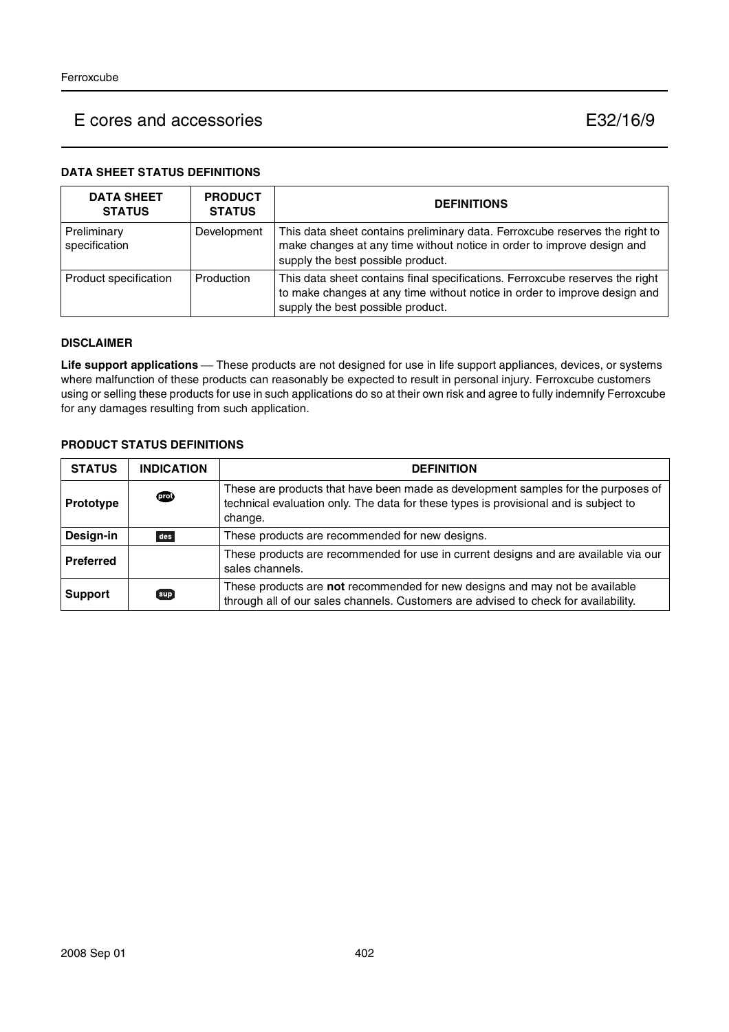## DATA SHEET STATUS DEFINITIONS

| DATA SHEET STATUS | PRODUCT STATUS | DEFINITIONS |
|---|---|---|
| Preliminary specification | Development | This data sheet contains preliminary data. Ferroxcube reserves the right to make changes at any time without notice in order to improve design and supply the best possible product. |
| Product specification | Production | This data sheet contains final specifications. Ferroxcube reserves the right to make changes at any time without notice in order to improve design and supply the best possible product. |

## DISCLAIMER

**Life support applications** — These products are not designed for use in life support appliances, devices, or systems where malfunction of these products can reasonably be expected to result in personal injury. Ferroxcube customers using or selling these products for use in such applications do so at their own risk and agree to fully indemnify Ferroxcube for any damages resulting from such application.

## PRODUCT STATUS DEFINITIONS

| STATUS | INDICATION | DEFINITION |
|---|---|---|
| **Prototype** | prot | These are products that have been made as development samples for the purposes of technical evaluation only. The data for these types is provisional and is subject to change. |
| **Design-in** | des | These products are recommended for new designs. |
| **Preferred** | | These products are recommended for use in current designs and are available via our sales channels. |
| **Support** | sup | These products are **not** recommended for new designs and may not be available through all of our sales channels. Customers are advised to check for availability. |